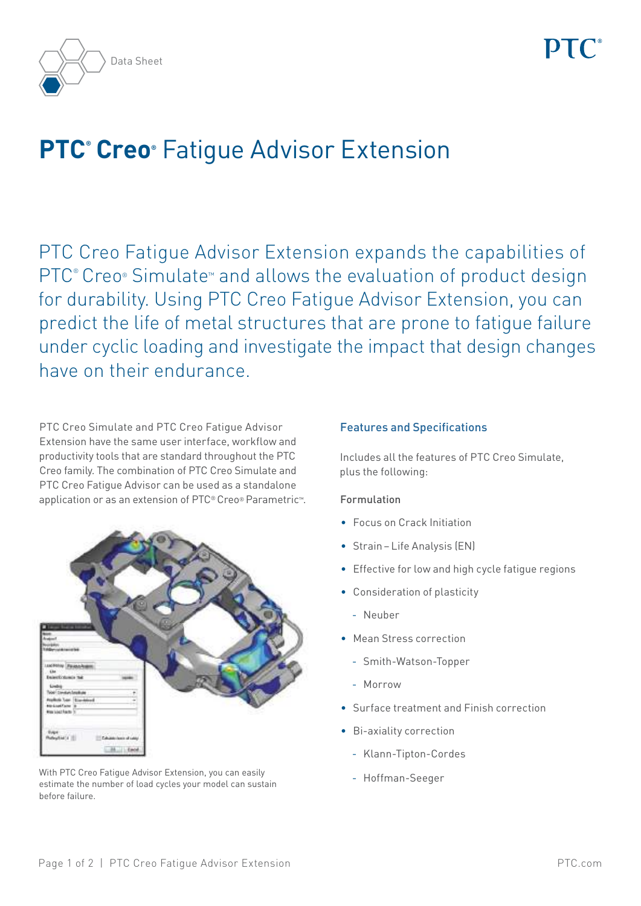Data Sheet

# PTC® Creo® Fatigue Advisor Extension

PTC Creo Fatigue Advisor Extension expands the capabilities of PTC® Creo® Simulate™ and allows the evaluation of product design for durability. Using PTC Creo Fatigue Advisor Extension, you can predict the life of metal structures that are prone to fatigue failure under cyclic loading and investigate the impact that design changes have on their endurance.

PTC Creo Simulate and PTC Creo Fatigue Advisor Extension have the same user interface, workflow and productivity tools that are standard throughout the PTC Creo family. The combination of PTC Creo Simulate and PTC Creo Fatigue Advisor can be used as a standalone application or as an extension of PTC® Creo® Parametric™.

With PTC Creo Fatigue Advisor Extension, you can easily estimate the number of load cycles your model can sustain before failure.

## Features and Specifications

Includes all the features of PTC Creo Simulate, plus the following:

### Formulation

- Focus on Crack Initiation
- Strain – Life Analysis (EN)
- Effective for low and high cycle fatigue regions
- Consideration of plasticity
  - Neuber
- Mean Stress correction
  - Smith-Watson-Topper
  - Morrow
- Surface treatment and Finish correction
- Bi-axiality correction
  - Klann-Tipton-Cordes
  - Hoffman-Seeger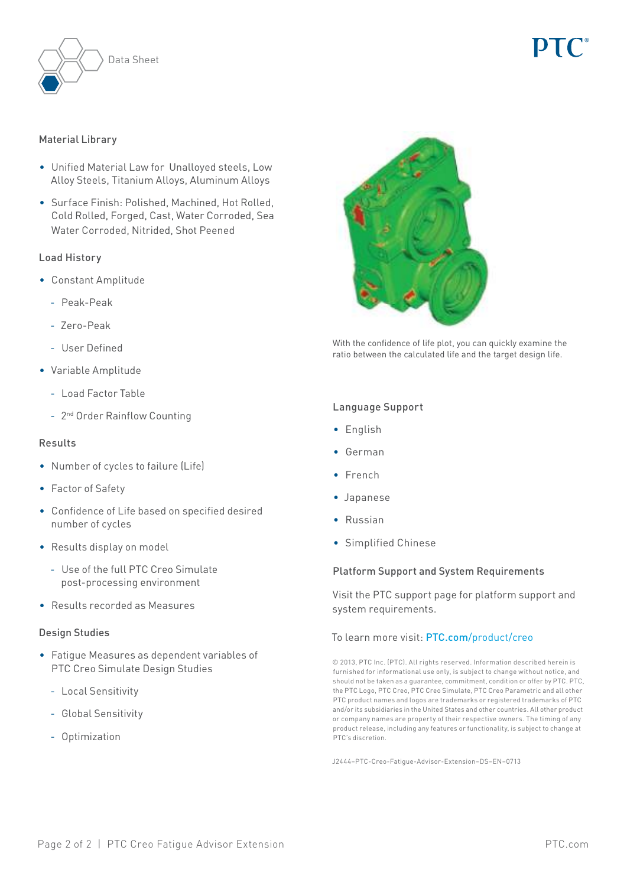### Material Library

- Unified Material Law for Unalloyed steels, Low Alloy Steels, Titanium Alloys, Aluminum Alloys
- Surface Finish: Polished, Machined, Hot Rolled, Cold Rolled, Forged, Cast, Water Corroded, Sea Water Corroded, Nitrided, Shot Peened

### Load History

- Constant Amplitude
  - Peak-Peak
  - Zero-Peak
  - User Defined
- Variable Amplitude
  - Load Factor Table
  - 2nd Order Rainflow Counting

### Results

- Number of cycles to failure (Life)
- Factor of Safety
- Confidence of Life based on specified desired number of cycles
- Results display on model
  - Use of the full PTC Creo Simulate post-processing environment
- Results recorded as Measures

### Design Studies

- Fatigue Measures as dependent variables of PTC Creo Simulate Design Studies
  - Local Sensitivity
  - Global Sensitivity
  - Optimization

With the confidence of life plot, you can quickly examine the ratio between the calculated life and the target design life.

### Language Support

- English
- German
- French
- Japanese
- Russian
- Simplified Chinese

### Platform Support and System Requirements

Visit the PTC support page for platform support and system requirements.

To learn more visit: PTC.com/product/creo

© 2013, PTC Inc. (PTC). All rights reserved. Information described herein is furnished for informational use only, is subject to change without notice, and should not be taken as a guarantee, commitment, condition or offer by PTC. PTC, the PTC Logo, PTC Creo, PTC Creo Simulate, PTC Creo Parametric and all other PTC product names and logos are trademarks or registered trademarks of PTC and/or its subsidiaries in the United States and other countries. All other product or company names are property of their respective owners. The timing of any product release, including any features or functionality, is subject to change at PTC's discretion.

J2444–PTC-Creo-Fatigue-Advisor-Extension–DS–EN–0713